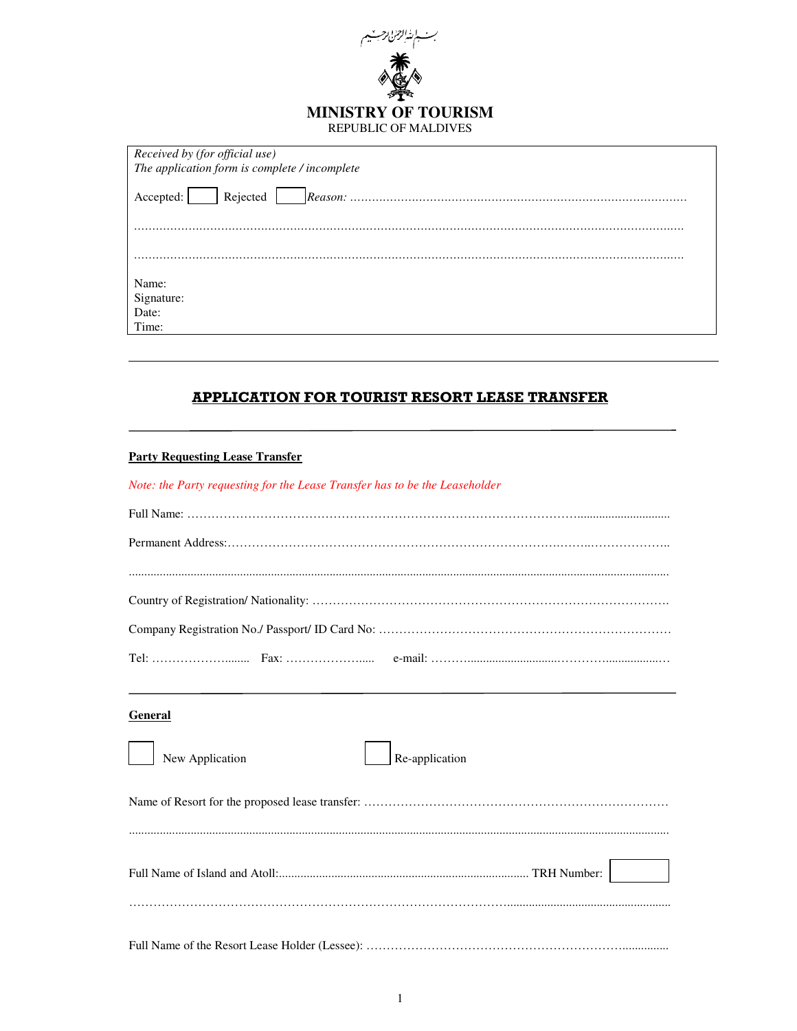بسم الله الرحمن الرحيم

# MINISTRY OF TOURISM
REPUBLIC OF MALDIVES

*Received by (for official use)*
*The application form is complete / incomplete*

Accepted: ☐ Rejected ☐ *Reason:* ……………………………………………………………………………………

……………………………………………………………………………………………………………………………………

……………………………………………………………………………………………………………………………………

Name:
Signature:
Date:
Time:

---

## APPLICATION FOR TOURIST RESORT LEASE TRANSFER

---

**Party Requesting Lease Transfer**

*Note: the Party requesting for the Lease Transfer has to be the Leaseholder*

Full Name: …………………………………………………………………………………………………………

Permanent Address:……………………………………………………………………………………………………

……………………………………………………………………………………………………………………………

Country of Registration/ Nationality: …………………………………………………………………………

Company Registration No./ Passport/ ID Card No: ……………………………………………………………

Tel: ……………………… Fax: ……………………… e-mail: ………………………………………………

---

**General**

☐ New Application ☐ Re-application

Name of Resort for the proposed lease transfer: ………………………………………………………………

……………………………………………………………………………………………………………………………

Full Name of Island and Atoll:…………………………………………………… TRH Number: ☐

……………………………………………………………………………………………………………………………

Full Name of the Resort Lease Holder (Lessee): …………………………………………………………………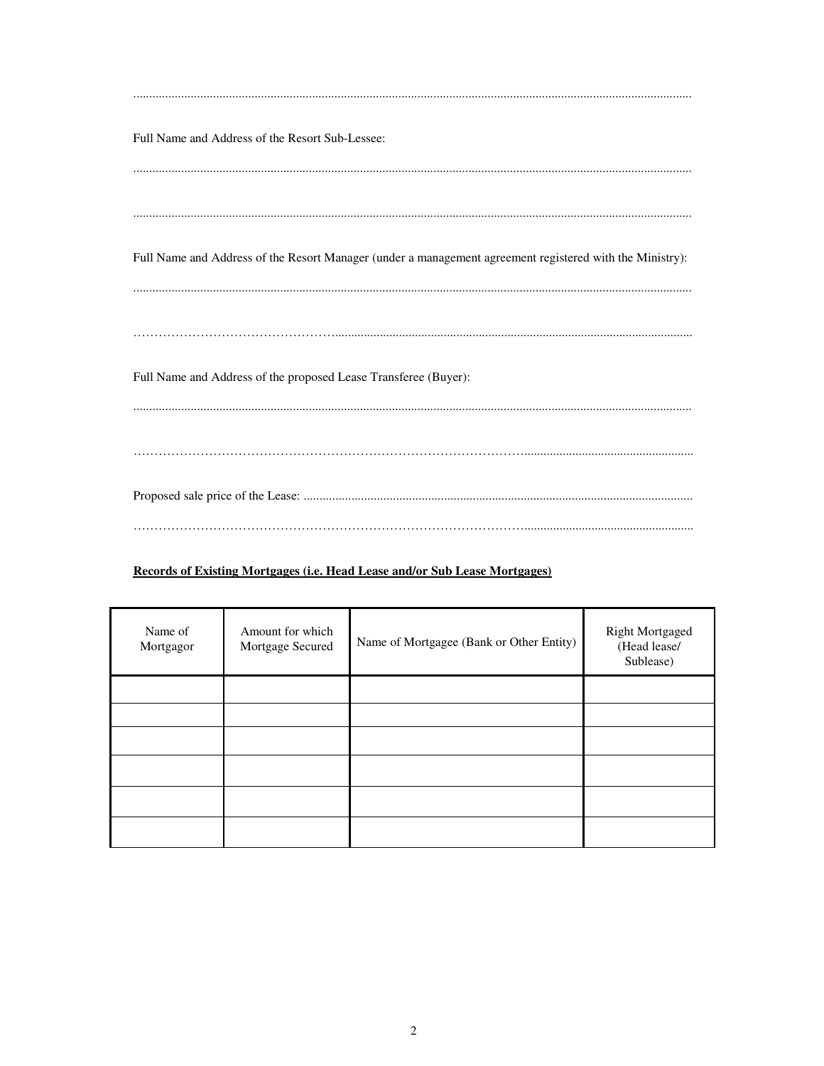.............................................................................................................................................................

Full Name and Address of the Resort Sub-Lessee:

.............................................................................................................................................................

.............................................................................................................................................................

Full Name and Address of the Resort Manager (under a management agreement registered with the Ministry):

.............................................................................................................................................................

…………………………………………..................................................................................................................

Full Name and Address of the proposed Lease Transferee (Buyer):

.............................................................................................................................................................

………………………………………………………………………………….....................................................

Proposed sale price of the Lease: .........................................................................................................................

………………………………………………………………………………….....................................................

**<u>Records of Existing Mortgages (i.e. Head Lease and/or Sub Lease Mortgages)</u>**

| Name of Mortgagor | Amount for which Mortgage Secured | Name of Mortgagee (Bank or Other Entity) | Right Mortgaged (Head lease/ Sublease) |
|---|---|---|---|
| | | | |
| | | | |
| | | | |
| | | | |
| | | | |
| | | | |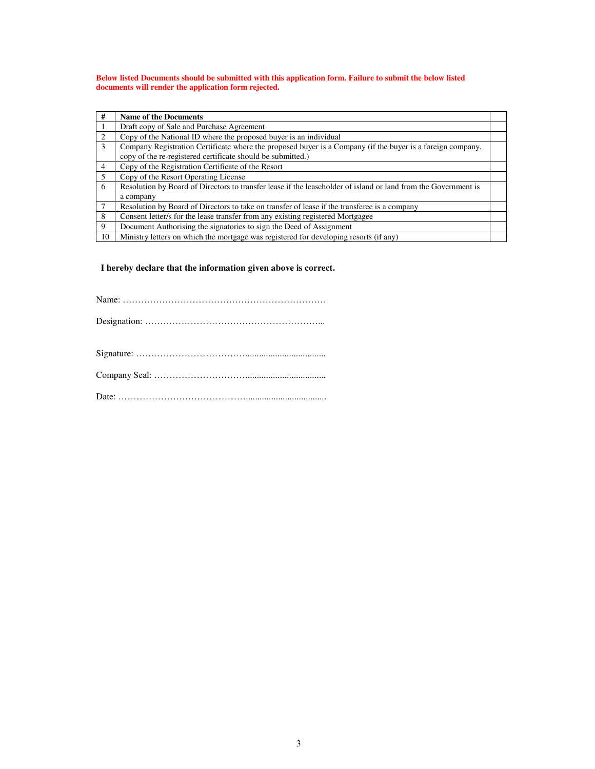**Below listed Documents should be submitted with this application form. Failure to submit the below listed documents will render the application form rejected.**

| # | Name of the Documents | |
|---|---|---|
| 1 | Draft copy of Sale and Purchase Agreement | |
| 2 | Copy of the National ID where the proposed buyer is an individual | |
| 3 | Company Registration Certificate where the proposed buyer is a Company (if the buyer is a foreign company, copy of the re-registered certificate should be submitted.) | |
| 4 | Copy of the Registration Certificate of the Resort | |
| 5 | Copy of the Resort Operating License | |
| 6 | Resolution by Board of Directors to transfer lease if the leaseholder of island or land from the Government is a company | |
| 7 | Resolution by Board of Directors to take on transfer of lease if the transferee is a company | |
| 8 | Consent letter/s for the lease transfer from any existing registered Mortgagee | |
| 9 | Document Authorising the signatories to sign the Deed of Assignment | |
| 10 | Ministry letters on which the mortgage was registered for developing resorts (if any) | |

**I hereby declare that the information given above is correct.**

Name: …………………………………………………………….

Designation: …………………………………………………...

Signature: ………………………………...................................

Company Seal: …………………………..................................

Date: ……………………………………...................................